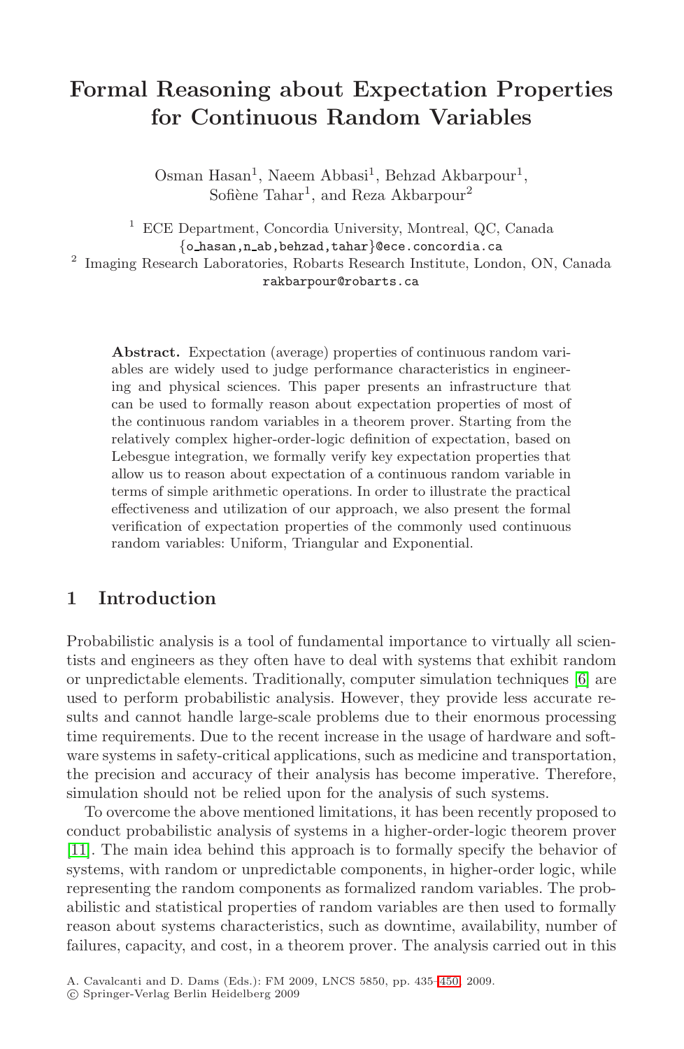# Formal Reasoning about Expectation Properties for Continuous Random Variables

Osman Hasan[1], Naeem Abbasi[1], Behzad Akbarpour[1], Sofiène Tahar[1], and Reza Akbarpour[2]

[1] ECE Department, Concordia University, Montreal, QC, Canada
{o_hasan,n_ab,behzad,tahar}@ece.concordia.ca

[2] Imaging Research Laboratories, Robarts Research Institute, London, ON, Canada
rakbarpour@robarts.ca

**Abstract.** Expectation (average) properties of continuous random variables are widely used to judge performance characteristics in engineering and physical sciences. This paper presents an infrastructure that can be used to formally reason about expectation properties of most of the continuous random variables in a theorem prover. Starting from the relatively complex higher-order-logic definition of expectation, based on Lebesgue integration, we formally verify key expectation properties that allow us to reason about expectation of a continuous random variable in terms of simple arithmetic operations. In order to illustrate the practical effectiveness and utilization of our approach, we also present the formal verification of expectation properties of the commonly used continuous random variables: Uniform, Triangular and Exponential.

## 1 Introduction

Probabilistic analysis is a tool of fundamental importance to virtually all scientists and engineers as they often have to deal with systems that exhibit random or unpredictable elements. Traditionally, computer simulation techniques [6] are used to perform probabilistic analysis. However, they provide less accurate results and cannot handle large-scale problems due to their enormous processing time requirements. Due to the recent increase in the usage of hardware and software systems in safety-critical applications, such as medicine and transportation, the precision and accuracy of their analysis has become imperative. Therefore, simulation should not be relied upon for the analysis of such systems.

To overcome the above mentioned limitations, it has been recently proposed to conduct probabilistic analysis of systems in a higher-order-logic theorem prover [11]. The main idea behind this approach is to formally specify the behavior of systems, with random or unpredictable components, in higher-order logic, while representing the random components as formalized random variables. The probabilistic and statistical properties of random variables are then used to formally reason about systems characteristics, such as downtime, availability, number of failures, capacity, and cost, in a theorem prover. The analysis carried out in this

A. Cavalcanti and D. Dams (Eds.): FM 2009, LNCS 5850, pp. 435–450, 2009.
© Springer-Verlag Berlin Heidelberg 2009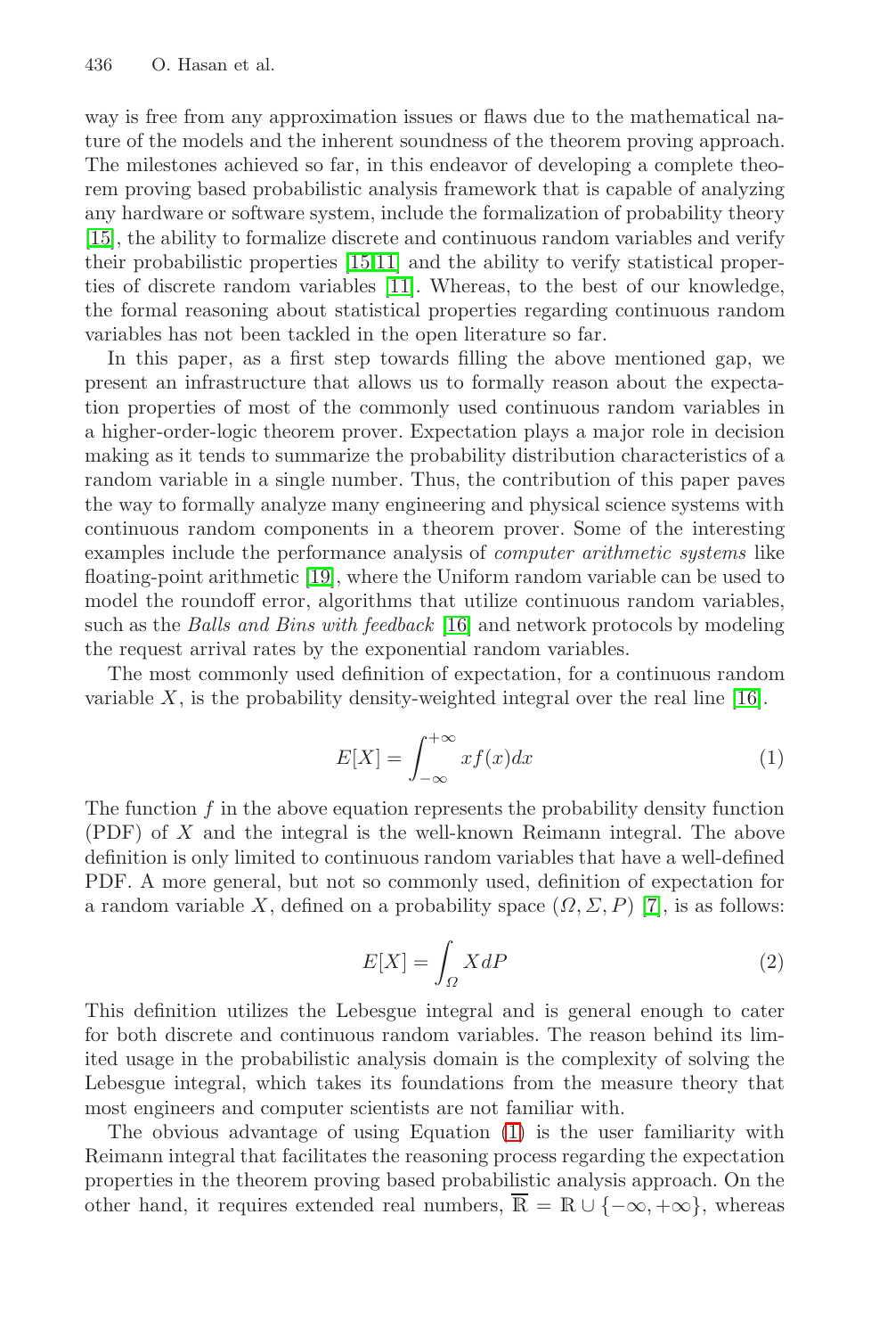way is free from any approximation issues or flaws due to the mathematical nature of the models and the inherent soundness of the theorem proving approach. The milestones achieved so far, in this endeavor of developing a complete theorem proving based probabilistic analysis framework that is capable of analyzing any hardware or software system, include the formalization of probability theory [15], the ability to formalize discrete and continuous random variables and verify their probabilistic properties [15,11] and the ability to verify statistical properties of discrete random variables [11]. Whereas, to the best of our knowledge, the formal reasoning about statistical properties regarding continuous random variables has not been tackled in the open literature so far.

In this paper, as a first step towards filling the above mentioned gap, we present an infrastructure that allows us to formally reason about the expectation properties of most of the commonly used continuous random variables in a higher-order-logic theorem prover. Expectation plays a major role in decision making as it tends to summarize the probability distribution characteristics of a random variable in a single number. Thus, the contribution of this paper paves the way to formally analyze many engineering and physical science systems with continuous random components in a theorem prover. Some of the interesting examples include the performance analysis of *computer arithmetic systems* like floating-point arithmetic [19], where the Uniform random variable can be used to model the roundoff error, algorithms that utilize continuous random variables, such as the *Balls and Bins with feedback* [16] and network protocols by modeling the request arrival rates by the exponential random variables.

The most commonly used definition of expectation, for a continuous random variable $X$, is the probability density-weighted integral over the real line [16].

$$E[X] = \int_{-\infty}^{+\infty} x f(x) dx \tag{1}$$

The function $f$ in the above equation represents the probability density function (PDF) of $X$ and the integral is the well-known Reimann integral. The above definition is only limited to continuous random variables that have a well-defined PDF. A more general, but not so commonly used, definition of expectation for a random variable $X$, defined on a probability space $(\Omega, \Sigma, P)$ [7], is as follows:

$$E[X] = \int_{\Omega} X dP \tag{2}$$

This definition utilizes the Lebesgue integral and is general enough to cater for both discrete and continuous random variables. The reason behind its limited usage in the probabilistic analysis domain is the complexity of solving the Lebesgue integral, which takes its foundations from the measure theory that most engineers and computer scientists are not familiar with.

The obvious advantage of using Equation (1) is the user familiarity with Reimann integral that facilitates the reasoning process regarding the expectation properties in the theorem proving based probabilistic analysis approach. On the other hand, it requires extended real numbers, $\overline{\mathbb{R}} = \mathbb{R} \cup \{-\infty, +\infty\}$, whereas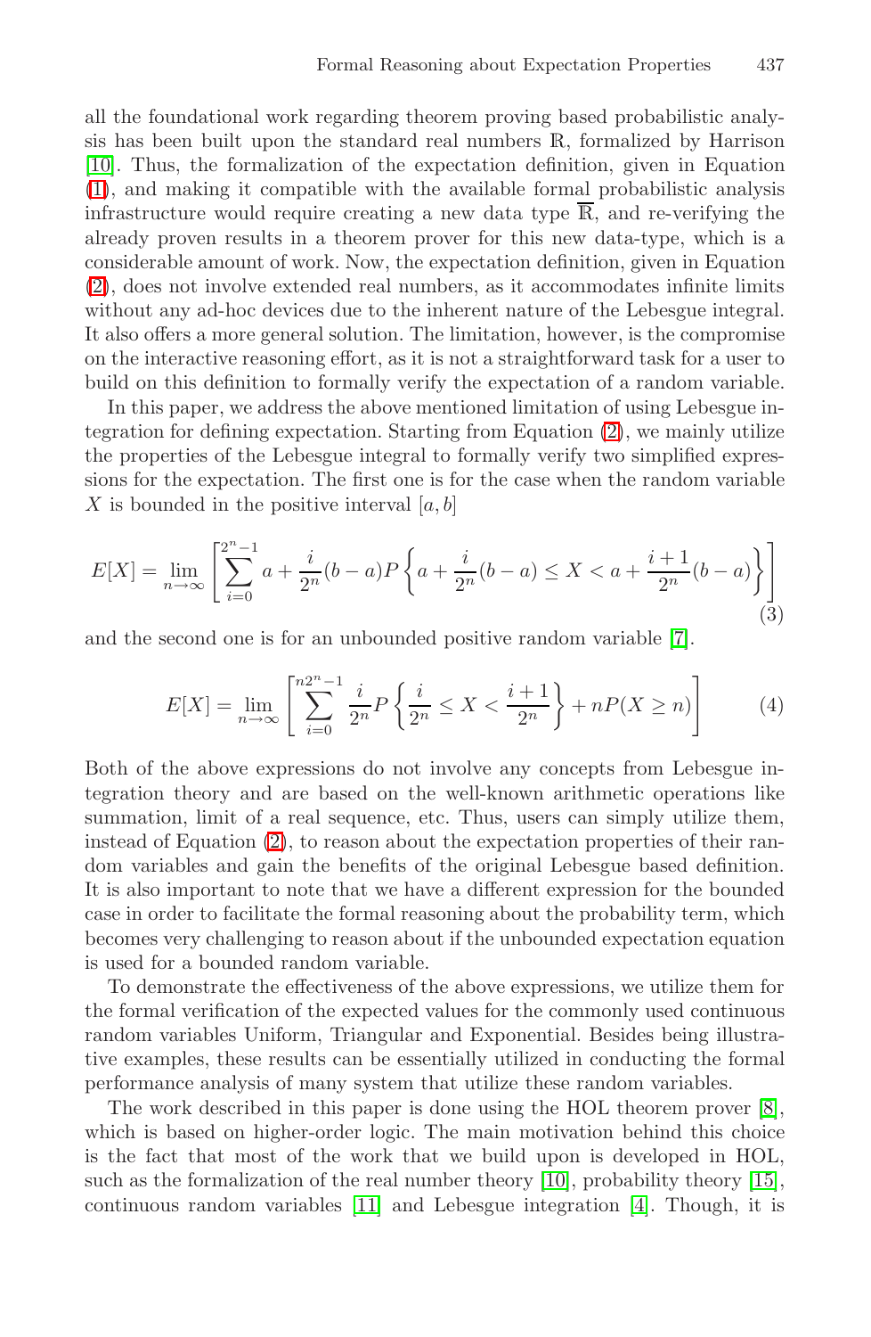all the foundational work regarding theorem proving based probabilistic analysis has been built upon the standard real numbers $\mathbb{R}$, formalized by Harrison [10]. Thus, the formalization of the expectation definition, given in Equation (1), and making it compatible with the available formal probabilistic analysis infrastructure would require creating a new data type $\overline{\mathbb{R}}$, and re-verifying the already proven results in a theorem prover for this new data-type, which is a considerable amount of work. Now, the expectation definition, given in Equation (2), does not involve extended real numbers, as it accommodates infinite limits without any ad-hoc devices due to the inherent nature of the Lebesgue integral. It also offers a more general solution. The limitation, however, is the compromise on the interactive reasoning effort, as it is not a straightforward task for a user to build on this definition to formally verify the expectation of a random variable.

In this paper, we address the above mentioned limitation of using Lebesgue integration for defining expectation. Starting from Equation (2), we mainly utilize the properties of the Lebesgue integral to formally verify two simplified expressions for the expectation. The first one is for the case when the random variable $X$ is bounded in the positive interval $[a, b]$

$$E[X] = \lim_{n \to \infty} \left[ \sum_{i=0}^{2^n - 1} a + \frac{i}{2^n}(b-a) P \left\{ a + \frac{i}{2^n}(b-a) \leq X < a + \frac{i+1}{2^n}(b-a) \right\} \right] \tag{3}$$

and the second one is for an unbounded positive random variable [7].

$$E[X] = \lim_{n \to \infty} \left[ \sum_{i=0}^{n2^n - 1} \frac{i}{2^n} P \left\{ \frac{i}{2^n} \leq X < \frac{i+1}{2^n} \right\} + nP(X \geq n) \right] \tag{4}$$

Both of the above expressions do not involve any concepts from Lebesgue integration theory and are based on the well-known arithmetic operations like summation, limit of a real sequence, etc. Thus, users can simply utilize them, instead of Equation (2), to reason about the expectation properties of their random variables and gain the benefits of the original Lebesgue based definition. It is also important to note that we have a different expression for the bounded case in order to facilitate the formal reasoning about the probability term, which becomes very challenging to reason about if the unbounded expectation equation is used for a bounded random variable.

To demonstrate the effectiveness of the above expressions, we utilize them for the formal verification of the expected values for the commonly used continuous random variables Uniform, Triangular and Exponential. Besides being illustrative examples, these results can be essentially utilized in conducting the formal performance analysis of many system that utilize these random variables.

The work described in this paper is done using the HOL theorem prover [8], which is based on higher-order logic. The main motivation behind this choice is the fact that most of the work that we build upon is developed in HOL, such as the formalization of the real number theory [10], probability theory [15], continuous random variables [11] and Lebesgue integration [4]. Though, it is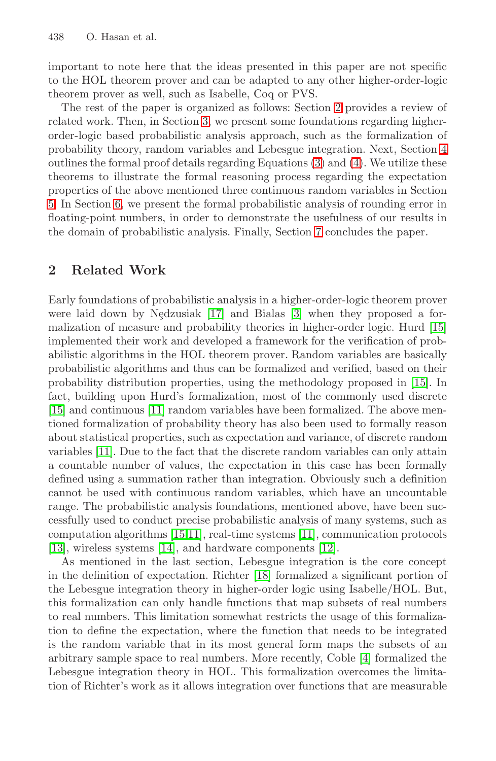important to note here that the ideas presented in this paper are not specific to the HOL theorem prover and can be adapted to any other higher-order-logic theorem prover as well, such as Isabelle, Coq or PVS.

The rest of the paper is organized as follows: Section 2 provides a review of related work. Then, in Section 3, we present some foundations regarding higher-order-logic based probabilistic analysis approach, such as the formalization of probability theory, random variables and Lebesgue integration. Next, Section 4 outlines the formal proof details regarding Equations (3) and (4). We utilize these theorems to illustrate the formal reasoning process regarding the expectation properties of the above mentioned three continuous random variables in Section 5. In Section 6, we present the formal probabilistic analysis of rounding error in floating-point numbers, in order to demonstrate the usefulness of our results in the domain of probabilistic analysis. Finally, Section 7 concludes the paper.

## 2 Related Work

Early foundations of probabilistic analysis in a higher-order-logic theorem prover were laid down by Nędzusiak [17] and Bialas [3] when they proposed a formalization of measure and probability theories in higher-order logic. Hurd [15] implemented their work and developed a framework for the verification of probabilistic algorithms in the HOL theorem prover. Random variables are basically probabilistic algorithms and thus can be formalized and verified, based on their probability distribution properties, using the methodology proposed in [15]. In fact, building upon Hurd's formalization, most of the commonly used discrete [15] and continuous [11] random variables have been formalized. The above mentioned formalization of probability theory has also been used to formally reason about statistical properties, such as expectation and variance, of discrete random variables [11]. Due to the fact that the discrete random variables can only attain a countable number of values, the expectation in this case has been formally defined using a summation rather than integration. Obviously such a definition cannot be used with continuous random variables, which have an uncountable range. The probabilistic analysis foundations, mentioned above, have been successfully used to conduct precise probabilistic analysis of many systems, such as computation algorithms [15,11], real-time systems [11], communication protocols [13], wireless systems [14], and hardware components [12].

As mentioned in the last section, Lebesgue integration is the core concept in the definition of expectation. Richter [18] formalized a significant portion of the Lebesgue integration theory in higher-order logic using Isabelle/HOL. But, this formalization can only handle functions that map subsets of real numbers to real numbers. This limitation somewhat restricts the usage of this formalization to define the expectation, where the function that needs to be integrated is the random variable that in its most general form maps the subsets of an arbitrary sample space to real numbers. More recently, Coble [4] formalized the Lebesgue integration theory in HOL. This formalization overcomes the limitation of Richter's work as it allows integration over functions that are measurable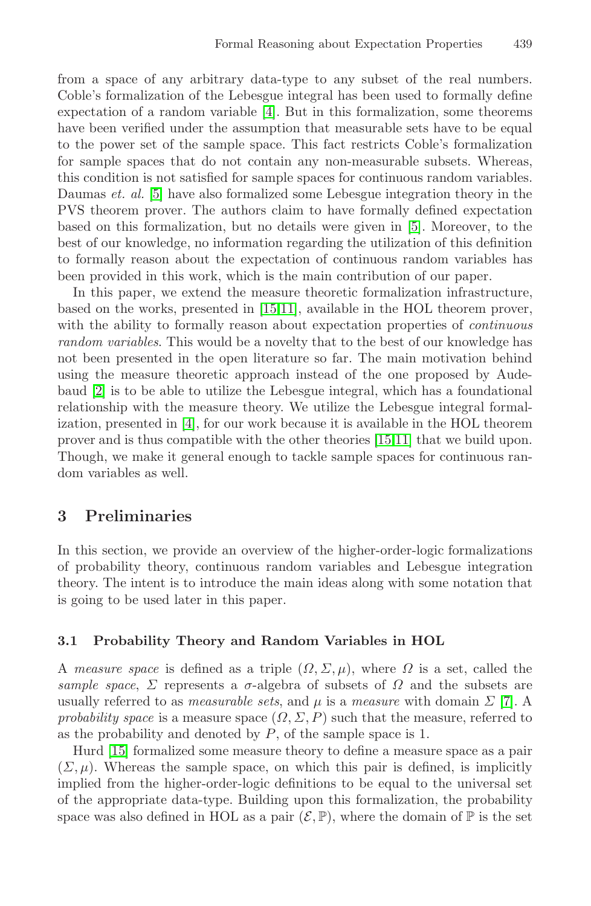from a space of any arbitrary data-type to any subset of the real numbers. Coble's formalization of the Lebesgue integral has been used to formally define expectation of a random variable [4]. But in this formalization, some theorems have been verified under the assumption that measurable sets have to be equal to the power set of the sample space. This fact restricts Coble's formalization for sample spaces that do not contain any non-measurable subsets. Whereas, this condition is not satisfied for sample spaces for continuous random variables. Daumas *et. al.* [5] have also formalized some Lebesgue integration theory in the PVS theorem prover. The authors claim to have formally defined expectation based on this formalization, but no details were given in [5]. Moreover, to the best of our knowledge, no information regarding the utilization of this definition to formally reason about the expectation of continuous random variables has been provided in this work, which is the main contribution of our paper.

In this paper, we extend the measure theoretic formalization infrastructure, based on the works, presented in [15,11], available in the HOL theorem prover, with the ability to formally reason about expectation properties of *continuous random variables*. This would be a novelty that to the best of our knowledge has not been presented in the open literature so far. The main motivation behind using the measure theoretic approach instead of the one proposed by Audebaud [2] is to be able to utilize the Lebesgue integral, which has a foundational relationship with the measure theory. We utilize the Lebesgue integral formalization, presented in [4], for our work because it is available in the HOL theorem prover and is thus compatible with the other theories [15,11] that we build upon. Though, we make it general enough to tackle sample spaces for continuous random variables as well.

## 3 Preliminaries

In this section, we provide an overview of the higher-order-logic formalizations of probability theory, continuous random variables and Lebesgue integration theory. The intent is to introduce the main ideas along with some notation that is going to be used later in this paper.

### 3.1 Probability Theory and Random Variables in HOL

A *measure space* is defined as a triple $(\Omega, \Sigma, \mu)$, where $\Omega$ is a set, called the *sample space*, $\Sigma$ represents a $\sigma$-algebra of subsets of $\Omega$ and the subsets are usually referred to as *measurable sets*, and $\mu$ is a *measure* with domain $\Sigma$ [7]. A *probability space* is a measure space $(\Omega, \Sigma, P)$ such that the measure, referred to as the probability and denoted by $P$, of the sample space is 1.

Hurd [15] formalized some measure theory to define a measure space as a pair $(\Sigma, \mu)$. Whereas the sample space, on which this pair is defined, is implicitly implied from the higher-order-logic definitions to be equal to the universal set of the appropriate data-type. Building upon this formalization, the probability space was also defined in HOL as a pair $(\mathcal{E}, \mathbb{P})$, where the domain of $\mathbb{P}$ is the set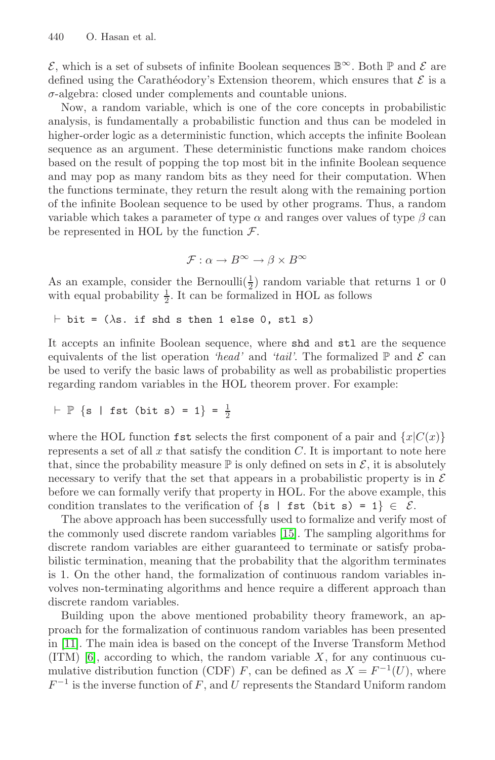$\mathcal{E}$, which is a set of subsets of infinite Boolean sequences $\mathbb{B}^\infty$. Both $\mathbb{P}$ and $\mathcal{E}$ are defined using the Carathéodory's Extension theorem, which ensures that $\mathcal{E}$ is a $\sigma$-algebra: closed under complements and countable unions.

Now, a random variable, which is one of the core concepts in probabilistic analysis, is fundamentally a probabilistic function and thus can be modeled in higher-order logic as a deterministic function, which accepts the infinite Boolean sequence as an argument. These deterministic functions make random choices based on the result of popping the top most bit in the infinite Boolean sequence and may pop as many random bits as they need for their computation. When the functions terminate, they return the result along with the remaining portion of the infinite Boolean sequence to be used by other programs. Thus, a random variable which takes a parameter of type $\alpha$ and ranges over values of type $\beta$ can be represented in HOL by the function $\mathcal{F}$.

$$\mathcal{F} : \alpha \rightarrow B^\infty \rightarrow \beta \times B^\infty$$

As an example, consider the Bernoulli($\frac{1}{2}$) random variable that returns 1 or 0 with equal probability $\frac{1}{2}$. It can be formalized in HOL as follows

```
⊢ bit = (λs. if shd s then 1 else 0, stl s)
```

It accepts an infinite Boolean sequence, where `shd` and `stl` are the sequence equivalents of the list operation *'head'* and *'tail'*. The formalized $\mathbb{P}$ and $\mathcal{E}$ can be used to verify the basic laws of probability as well as probabilistic properties regarding random variables in the HOL theorem prover. For example:

```
⊢ ℙ {s | fst (bit s) = 1} = 1/2
```

where the HOL function `fst` selects the first component of a pair and $\{x|C(x)\}$ represents a set of all $x$ that satisfy the condition $C$. It is important to note here that, since the probability measure $\mathbb{P}$ is only defined on sets in $\mathcal{E}$, it is absolutely necessary to verify that the set that appears in a probabilistic property is in $\mathcal{E}$ before we can formally verify that property in HOL. For the above example, this condition translates to the verification of `{s | fst (bit s) = 1}` $\in$ $\mathcal{E}$.

The above approach has been successfully used to formalize and verify most of the commonly used discrete random variables [15]. The sampling algorithms for discrete random variables are either guaranteed to terminate or satisfy probabilistic termination, meaning that the probability that the algorithm terminates is 1. On the other hand, the formalization of continuous random variables involves non-terminating algorithms and hence require a different approach than discrete random variables.

Building upon the above mentioned probability theory framework, an approach for the formalization of continuous random variables has been presented in [11]. The main idea is based on the concept of the Inverse Transform Method (ITM) [6], according to which, the random variable $X$, for any continuous cumulative distribution function (CDF) $F$, can be defined as $X = F^{-1}(U)$, where $F^{-1}$ is the inverse function of $F$, and $U$ represents the Standard Uniform random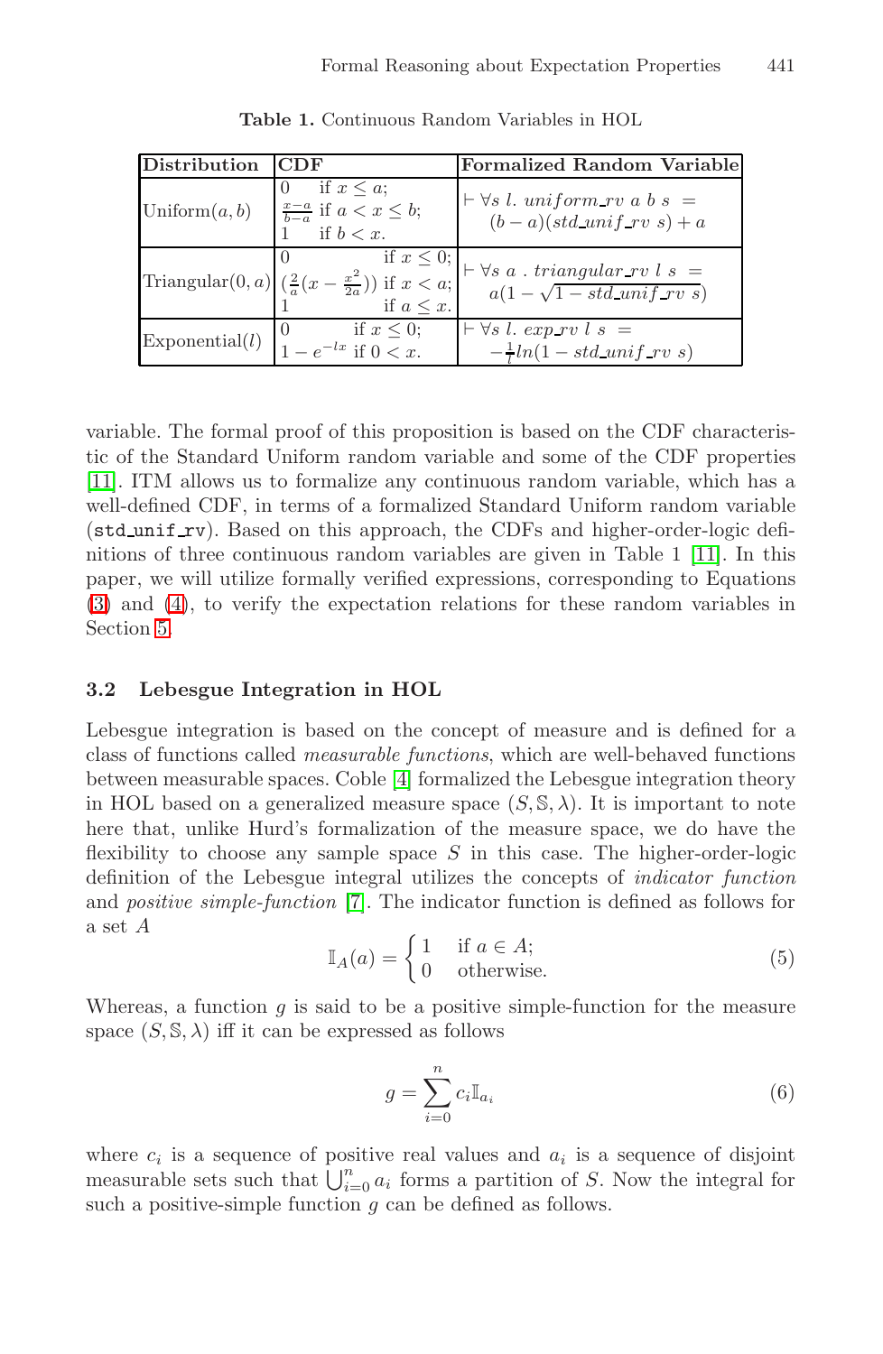**Table 1.** Continuous Random Variables in HOL

| Distribution | CDF | Formalized Random Variable |
|---|---|---|
| Uniform$(a, b)$ | $0$ if $x \le a$; $\frac{x-a}{b-a}$ if $a < x \le b$; $1$ if $b < x$. | $\vdash \forall s\ l.\ uniform\_rv\ a\ b\ s\ = (b-a)(std\_unif\_rv\ s) + a$ |
| Triangular$(0, a)$ | $0$ if $x \le 0$; $(\frac{2}{a}(x - \frac{x^2}{2a}))$ if $x < a$; $1$ if $a \le x$. | $\vdash \forall s\ a\ .\ triangular\_rv\ l\ s\ = a(1 - \sqrt{1 - std\_unif\_rv\ s})$ |
| Exponential$(l)$ | $0$ if $x \le 0$; $1 - e^{-lx}$ if $0 < x$. | $\vdash \forall s\ l.\ exp\_rv\ l\ s\ = -\frac{1}{l} ln(1 - std\_unif\_rv\ s)$ |

variable. The formal proof of this proposition is based on the CDF characteristic of the Standard Uniform random variable and some of the CDF properties [11]. ITM allows us to formalize any continuous random variable, which has a well-defined CDF, in terms of a formalized Standard Uniform random variable (`std_unif_rv`). Based on this approach, the CDFs and higher-order-logic definitions of three continuous random variables are given in Table 1 [11]. In this paper, we will utilize formally verified expressions, corresponding to Equations (3) and (4), to verify the expectation relations for these random variables in Section 5.

### 3.2 Lebesgue Integration in HOL

Lebesgue integration is based on the concept of measure and is defined for a class of functions called *measurable functions*, which are well-behaved functions between measurable spaces. Coble [4] formalized the Lebesgue integration theory in HOL based on a generalized measure space $(S, \mathbb{S}, \lambda)$. It is important to note here that, unlike Hurd's formalization of the measure space, we do have the flexibility to choose any sample space $S$ in this case. The higher-order-logic definition of the Lebesgue integral utilizes the concepts of *indicator function* and *positive simple-function* [7]. The indicator function is defined as follows for a set $A$

$$\mathbb{I}_A(a) = \begin{cases} 1 & \text{if } a \in A; \\ 0 & \text{otherwise.} \end{cases} \tag{5}$$

Whereas, a function $g$ is said to be a positive simple-function for the measure space $(S, \mathbb{S}, \lambda)$ iff it can be expressed as follows

$$g = \sum_{i=0}^{n} c_i \mathbb{I}_{a_i} \tag{6}$$

where $c_i$ is a sequence of positive real values and $a_i$ is a sequence of disjoint measurable sets such that $\bigcup_{i=0}^{n} a_i$ forms a partition of $S$. Now the integral for such a positive-simple function $g$ can be defined as follows.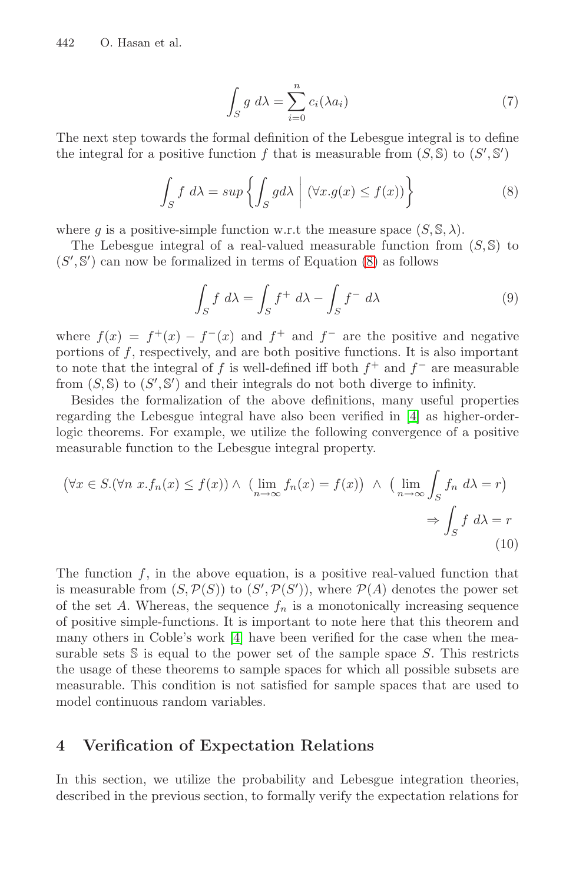$$\int_S g \; d\lambda = \sum_{i=0}^{n} c_i(\lambda a_i) \tag{7}$$

The next step towards the formal definition of the Lebesgue integral is to define the integral for a positive function $f$ that is measurable from $(S, \mathbb{S})$ to $(S', \mathbb{S}')$

$$\int_S f \; d\lambda = sup \left\{ \int_S g d\lambda \;\middle|\; (\forall x. g(x) \leq f(x)) \right\} \tag{8}$$

where $g$ is a positive-simple function w.r.t the measure space $(S, \mathbb{S}, \lambda)$.

The Lebesgue integral of a real-valued measurable function from $(S, \mathbb{S})$ to $(S', \mathbb{S}')$ can now be formalized in terms of Equation (8) as follows

$$\int_S f \; d\lambda = \int_S f^+ \; d\lambda - \int_S f^- \; d\lambda \tag{9}$$

where $f(x) = f^+(x) - f^-(x)$ and $f^+$ and $f^-$ are the positive and negative portions of $f$, respectively, and are both positive functions. It is also important to note that the integral of $f$ is well-defined iff both $f^+$ and $f^-$ are measurable from $(S, \mathbb{S})$ to $(S', \mathbb{S}')$ and their integrals do not both diverge to infinity.

Besides the formalization of the above definitions, many useful properties regarding the Lebesgue integral have also been verified in [4] as higher-order-logic theorems. For example, we utilize the following convergence of a positive measurable function to the Lebesgue integral property.

$$\begin{aligned}\big(\forall x \in S.(\forall n \; x. f_n(x) \leq f(x)) \wedge \; \big(\lim_{n \to \infty} f_n(x) = f(x)\big) \;\; \wedge \; \big(\lim_{n \to \infty} \int_S f_n \; d\lambda = r\big) \\ \Rightarrow \int_S f \; d\lambda = r\end{aligned} \tag{10}$$

The function $f$, in the above equation, is a positive real-valued function that is measurable from $(S, \mathcal{P}(S))$ to $(S', \mathcal{P}(S'))$, where $\mathcal{P}(A)$ denotes the power set of the set $A$. Whereas, the sequence $f_n$ is a monotonically increasing sequence of positive simple-functions. It is important to note here that this theorem and many others in Coble's work [4] have been verified for the case when the measurable sets $\mathbb{S}$ is equal to the power set of the sample space $S$. This restricts the usage of these theorems to sample spaces for which all possible subsets are measurable. This condition is not satisfied for sample spaces that are used to model continuous random variables.

## 4 Verification of Expectation Relations

In this section, we utilize the probability and Lebesgue integration theories, described in the previous section, to formally verify the expectation relations for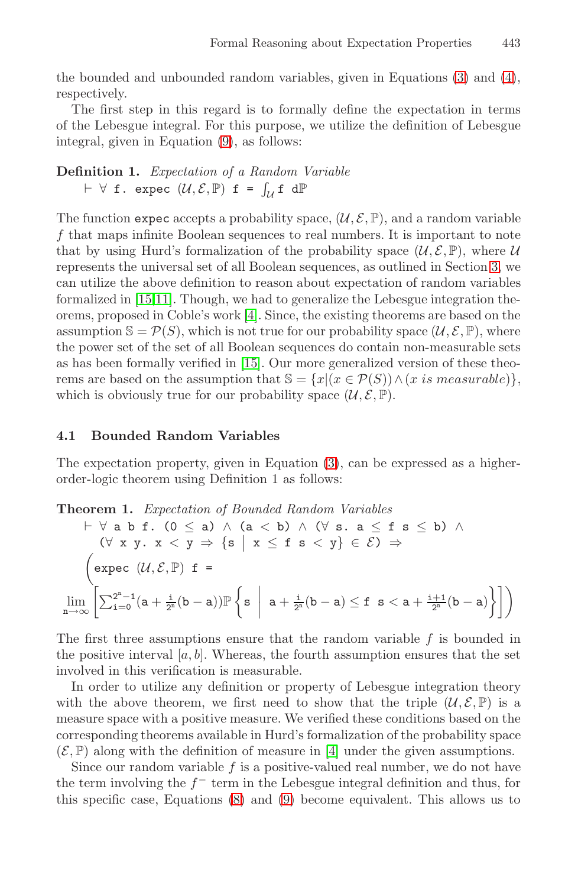the bounded and unbounded random variables, given in Equations (3) and (4), respectively.

The first step in this regard is to formally define the expectation in terms of the Lebesgue integral. For this purpose, we utilize the definition of Lebesgue integral, given in Equation (9), as follows:

**Definition 1.** *Expectation of a Random Variable*

$$\vdash \forall \texttt{ f. expec } (\mathcal{U}, \mathcal{E}, \mathbb{P}) \texttt{ f} = \int_{\mathcal{U}} \texttt{f d}\mathbb{P}$$

The function `expec` accepts a probability space, $(\mathcal{U}, \mathcal{E}, \mathbb{P})$, and a random variable $f$ that maps infinite Boolean sequences to real numbers. It is important to note that by using Hurd's formalization of the probability space $(\mathcal{U}, \mathcal{E}, \mathbb{P})$, where $\mathcal{U}$ represents the universal set of all Boolean sequences, as outlined in Section 3, we can utilize the above definition to reason about expectation of random variables formalized in [15,11]. Though, we had to generalize the Lebesgue integration theorems, proposed in Coble's work [4]. Since, the existing theorems are based on the assumption $\mathbb{S} = \mathcal{P}(S)$, which is not true for our probability space $(\mathcal{U}, \mathcal{E}, \mathbb{P})$, where the power set of the set of all Boolean sequences do contain non-measurable sets as has been formally verified in [15]. Our more generalized version of these theorems are based on the assumption that $\mathbb{S} = \{x | (x \in \mathcal{P}(S)) \wedge (x \textit{ is measurable})\}$, which is obviously true for our probability space $(\mathcal{U}, \mathcal{E}, \mathbb{P})$.

### 4.1 Bounded Random Variables

The expectation property, given in Equation (3), can be expressed as a higher-order-logic theorem using Definition 1 as follows:

**Theorem 1.** *Expectation of Bounded Random Variables*

$$\vdash \forall \texttt{ a b f. } (0 \leq \texttt{a}) \wedge (\texttt{a} < \texttt{b}) \wedge (\forall \texttt{ s. a} \leq \texttt{f s} \leq \texttt{b}) \wedge$$
$$(\forall \texttt{ x y. x} < \texttt{y} \Rightarrow \{\texttt{s} \mid \texttt{x} \leq \texttt{f s} < \texttt{y}\} \in \mathcal{E}) \Rightarrow$$
$$\left(\texttt{expec } (\mathcal{U}, \mathcal{E}, \mathbb{P}) \texttt{ f} = \lim_{n \to \infty} \left[ \sum_{i=0}^{2^n - 1} (\texttt{a} + \tfrac{i}{2^n}(\texttt{b} - \texttt{a})) \mathbb{P} \left\{ \texttt{s} \;\middle|\; \texttt{a} + \tfrac{i}{2^n}(\texttt{b} - \texttt{a}) \leq \texttt{f s} < \texttt{a} + \tfrac{i+1}{2^n}(\texttt{b} - \texttt{a}) \right\} \right] \right)$$

The first three assumptions ensure that the random variable $f$ is bounded in the positive interval $[a, b]$. Whereas, the fourth assumption ensures that the set involved in this verification is measurable.

In order to utilize any definition or property of Lebesgue integration theory with the above theorem, we first need to show that the triple $(\mathcal{U}, \mathcal{E}, \mathbb{P})$ is a measure space with a positive measure. We verified these conditions based on the corresponding theorems available in Hurd's formalization of the probability space $(\mathcal{E}, \mathbb{P})$ along with the definition of measure in [4] under the given assumptions.

Since our random variable $f$ is a positive-valued real number, we do not have the term involving the $f^-$ term in the Lebesgue integral definition and thus, for this specific case, Equations (8) and (9) become equivalent. This allows us to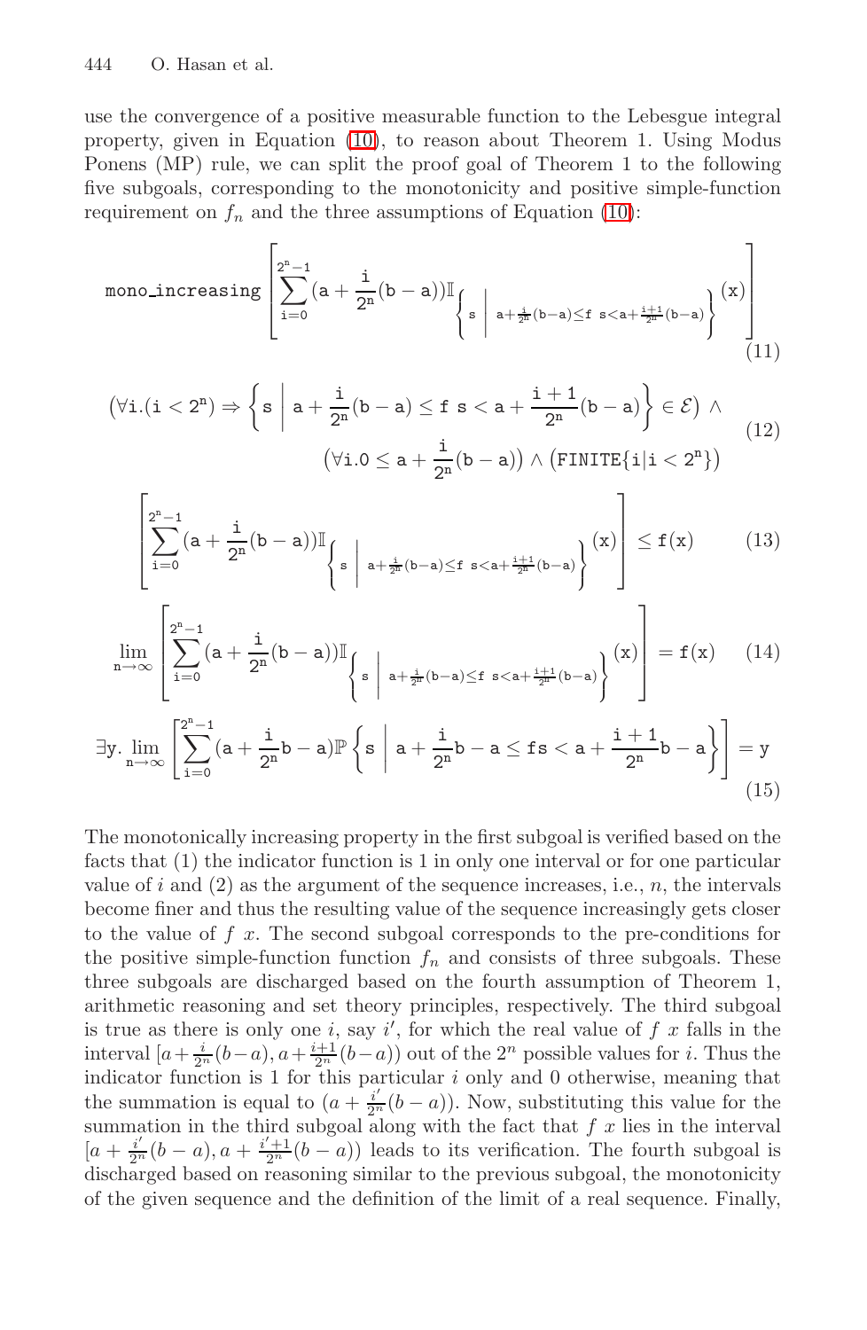use the convergence of a positive measurable function to the Lebesgue integral property, given in Equation (10), to reason about Theorem 1. Using Modus Ponens (MP) rule, we can split the proof goal of Theorem 1 to the following five subgoals, corresponding to the monotonicity and positive simple-function requirement on $f_n$ and the three assumptions of Equation (10):

$$\texttt{mono\_increasing}\left[\sum_{\texttt{i}=0}^{2^{\texttt{n}}-1}(\texttt{a}+\frac{\texttt{i}}{2^{\texttt{n}}}(\texttt{b}-\texttt{a}))\mathbb{I}_{\left\{\texttt{s}\;\middle|\;\texttt{a}+\frac{\texttt{i}}{2^{\texttt{n}}}(\texttt{b}-\texttt{a})\leq\texttt{f s}<\texttt{a}+\frac{\texttt{i}+1}{2^{\texttt{n}}}(\texttt{b}-\texttt{a})\right\}}(\texttt{x})\right] \tag{11}$$

$$\begin{aligned}\left(\forall\texttt{i}.(\texttt{i}<2^{\texttt{n}})\Rightarrow\left\{\texttt{s}\;\middle|\;\texttt{a}+\frac{\texttt{i}}{2^{\texttt{n}}}(\texttt{b}-\texttt{a})\leq\texttt{f s}<\texttt{a}+\frac{\texttt{i}+1}{2^{\texttt{n}}}(\texttt{b}-\texttt{a})\right\}\in\mathcal{E}\right)\wedge\\ \left(\forall\texttt{i}.0\leq\texttt{a}+\frac{\texttt{i}}{2^{\texttt{n}}}(\texttt{b}-\texttt{a})\right)\wedge\left(\texttt{FINITE}\{\texttt{i}|\texttt{i}<2^{\texttt{n}}\}\right)\end{aligned} \tag{12}$$

$$\left[\sum_{\texttt{i}=0}^{2^{\texttt{n}}-1}(\texttt{a}+\frac{\texttt{i}}{2^{\texttt{n}}}(\texttt{b}-\texttt{a}))\mathbb{I}_{\left\{\texttt{s}\;\middle|\;\texttt{a}+\frac{\texttt{i}}{2^{\texttt{n}}}(\texttt{b}-\texttt{a})\leq\texttt{f s}<\texttt{a}+\frac{\texttt{i}+1}{2^{\texttt{n}}}(\texttt{b}-\texttt{a})\right\}}(\texttt{x})\right]\leq\texttt{f}(\texttt{x}) \tag{13}$$

$$\lim_{\texttt{n}\to\infty}\left[\sum_{\texttt{i}=0}^{2^{\texttt{n}}-1}(\texttt{a}+\frac{\texttt{i}}{2^{\texttt{n}}}(\texttt{b}-\texttt{a}))\mathbb{I}_{\left\{\texttt{s}\;\middle|\;\texttt{a}+\frac{\texttt{i}}{2^{\texttt{n}}}(\texttt{b}-\texttt{a})\leq\texttt{f s}<\texttt{a}+\frac{\texttt{i}+1}{2^{\texttt{n}}}(\texttt{b}-\texttt{a})\right\}}(\texttt{x})\right]=\texttt{f}(\texttt{x}) \tag{14}$$

$$\exists\texttt{y}.\lim_{\texttt{n}\to\infty}\left[\sum_{\texttt{i}=0}^{2^{\texttt{n}}-1}(\texttt{a}+\frac{\texttt{i}}{2^{\texttt{n}}}\texttt{b}-\texttt{a})\mathbb{P}\left\{\texttt{s}\;\middle|\;\texttt{a}+\frac{\texttt{i}}{2^{\texttt{n}}}\texttt{b}-\texttt{a}\leq\texttt{fs}<\texttt{a}+\frac{\texttt{i}+1}{2^{\texttt{n}}}\texttt{b}-\texttt{a}\right\}\right]=\texttt{y} \tag{15}$$

The monotonically increasing property in the first subgoal is verified based on the facts that (1) the indicator function is 1 in only one interval or for one particular value of $i$ and (2) as the argument of the sequence increases, i.e., $n$, the intervals become finer and thus the resulting value of the sequence increasingly gets closer to the value of $f\ x$. The second subgoal corresponds to the pre-conditions for the positive simple-function function $f_n$ and consists of three subgoals. These three subgoals are discharged based on the fourth assumption of Theorem 1, arithmetic reasoning and set theory principles, respectively. The third subgoal is true as there is only one $i$, say $i'$, for which the real value of $f\ x$ falls in the interval $[a+\frac{i}{2^n}(b-a), a+\frac{i+1}{2^n}(b-a))$ out of the $2^n$ possible values for $i$. Thus the indicator function is 1 for this particular $i$ only and 0 otherwise, meaning that the summation is equal to $(a+\frac{i'}{2^n}(b-a))$. Now, substituting this value for the summation in the third subgoal along with the fact that $f\ x$ lies in the interval $[a+\frac{i'}{2^n}(b-a), a+\frac{i'+1}{2^n}(b-a))$ leads to its verification. The fourth subgoal is discharged based on reasoning similar to the previous subgoal, the monotonicity of the given sequence and the definition of the limit of a real sequence. Finally,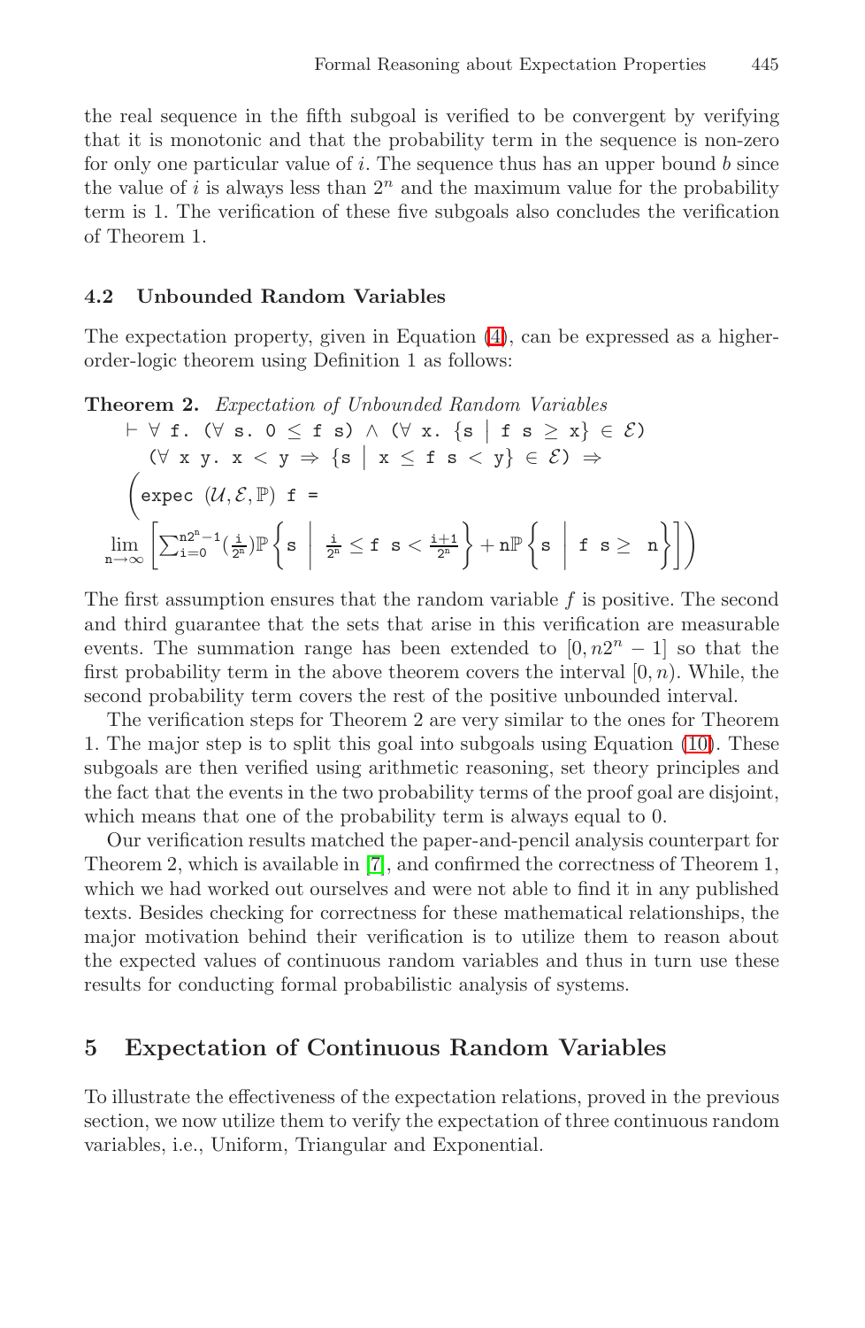the real sequence in the fifth subgoal is verified to be convergent by verifying that it is monotonic and that the probability term in the sequence is non-zero for only one particular value of $i$. The sequence thus has an upper bound $b$ since the value of $i$ is always less than $2^n$ and the maximum value for the probability term is 1. The verification of these five subgoals also concludes the verification of Theorem 1.

### 4.2 Unbounded Random Variables

The expectation property, given in Equation (4), can be expressed as a higher-order-logic theorem using Definition 1 as follows:

**Theorem 2.** *Expectation of Unbounded Random Variables*

$$
\begin{aligned}
&\vdash \forall\ \mathtt{f}.\ (\forall\ \mathtt{s}.\ 0 \leq \mathtt{f\ s}) \wedge (\forall\ \mathtt{x}.\ \{\mathtt{s} \mid \mathtt{f\ s} \geq \mathtt{x}\} \in \mathcal{E}) \\
&\quad (\forall\ \mathtt{x\ y}.\ \mathtt{x} < \mathtt{y} \Rightarrow \{\mathtt{s} \mid \mathtt{x} \leq \mathtt{f\ s} < \mathtt{y}\} \in \mathcal{E}) \Rightarrow \\
&\Bigg(\mathtt{expec}\ (\mathcal{U}, \mathcal{E}, \mathbb{P})\ \mathtt{f} = \\
&\lim_{\mathtt{n} \to \infty} \left[ \sum_{\mathtt{i}=0}^{\mathtt{n2^n}-1} \left(\tfrac{\mathtt{i}}{2^{\mathtt{n}}}\right) \mathbb{P}\left\{\mathtt{s} \;\middle|\; \tfrac{\mathtt{i}}{2^{\mathtt{n}}} \leq \mathtt{f\ s} < \tfrac{\mathtt{i}+1}{2^{\mathtt{n}}}\right\} + \mathtt{n}\mathbb{P}\left\{\mathtt{s} \;\middle|\; \mathtt{f\ s} \geq\ \mathtt{n}\right\}\right]\Bigg)
\end{aligned}
$$

The first assumption ensures that the random variable $f$ is positive. The second and third guarantee that the sets that arise in this verification are measurable events. The summation range has been extended to $[0, n2^n - 1]$ so that the first probability term in the above theorem covers the interval $[0, n)$. While, the second probability term covers the rest of the positive unbounded interval.

The verification steps for Theorem 2 are very similar to the ones for Theorem 1. The major step is to split this goal into subgoals using Equation (10). These subgoals are then verified using arithmetic reasoning, set theory principles and the fact that the events in the two probability terms of the proof goal are disjoint, which means that one of the probability term is always equal to 0.

Our verification results matched the paper-and-pencil analysis counterpart for Theorem 2, which is available in [7], and confirmed the correctness of Theorem 1, which we had worked out ourselves and were not able to find it in any published texts. Besides checking for correctness for these mathematical relationships, the major motivation behind their verification is to utilize them to reason about the expected values of continuous random variables and thus in turn use these results for conducting formal probabilistic analysis of systems.

## 5 Expectation of Continuous Random Variables

To illustrate the effectiveness of the expectation relations, proved in the previous section, we now utilize them to verify the expectation of three continuous random variables, i.e., Uniform, Triangular and Exponential.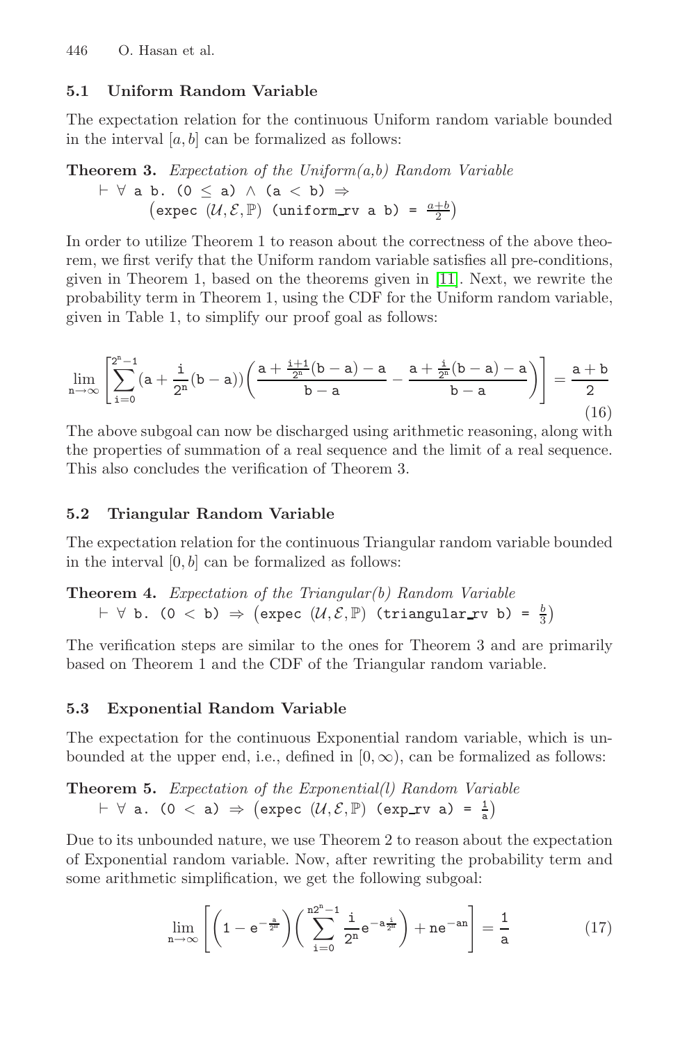### 5.1 Uniform Random Variable

The expectation relation for the continuous Uniform random variable bounded in the interval $[a, b]$ can be formalized as follows:

**Theorem 3.** *Expectation of the Uniform(a,b) Random Variable*

$\vdash \forall$ a b. (0 $\leq$ a) $\wedge$ (a < b) $\Rightarrow$
(expec $(\mathcal{U}, \mathcal{E}, \mathbb{P})$ (uniform_rv a b) = $\frac{a+b}{2}$)

In order to utilize Theorem 1 to reason about the correctness of the above theorem, we first verify that the Uniform random variable satisfies all pre-conditions, given in Theorem 1, based on the theorems given in [11]. Next, we rewrite the probability term in Theorem 1, using the CDF for the Uniform random variable, given in Table 1, to simplify our proof goal as follows:

$$\lim_{n\to\infty}\left[\sum_{i=0}^{2^n-1}\left(a+\frac{i}{2^n}(b-a)\right)\left(\frac{a+\frac{i+1}{2^n}(b-a)-a}{b-a}-\frac{a+\frac{i}{2^n}(b-a)-a}{b-a}\right)\right]=\frac{a+b}{2} \tag{16}$$

The above subgoal can now be discharged using arithmetic reasoning, along with the properties of summation of a real sequence and the limit of a real sequence. This also concludes the verification of Theorem 3.

### 5.2 Triangular Random Variable

The expectation relation for the continuous Triangular random variable bounded in the interval $[0, b]$ can be formalized as follows:

**Theorem 4.** *Expectation of the Triangular(b) Random Variable*

$\vdash \forall$ b. (0 < b) $\Rightarrow$ (expec $(\mathcal{U}, \mathcal{E}, \mathbb{P})$ (triangular_rv b) = $\frac{b}{3}$)

The verification steps are similar to the ones for Theorem 3 and are primarily based on Theorem 1 and the CDF of the Triangular random variable.

### 5.3 Exponential Random Variable

The expectation for the continuous Exponential random variable, which is unbounded at the upper end, i.e., defined in $[0, \infty)$, can be formalized as follows:

**Theorem 5.** *Expectation of the Exponential(l) Random Variable*

$\vdash \forall$ a. (0 < a) $\Rightarrow$ (expec $(\mathcal{U}, \mathcal{E}, \mathbb{P})$ (exp_rv a) = $\frac{1}{a}$)

Due to its unbounded nature, we use Theorem 2 to reason about the expectation of Exponential random variable. Now, after rewriting the probability term and some arithmetic simplification, we get the following subgoal:

$$\lim_{n\to\infty}\left[\left(1-e^{-\frac{a}{2^n}}\right)\left(\sum_{i=0}^{n2^n-1}\frac{i}{2^n}e^{-a\frac{i}{2^n}}\right)+ne^{-an}\right]=\frac{1}{a} \tag{17}$$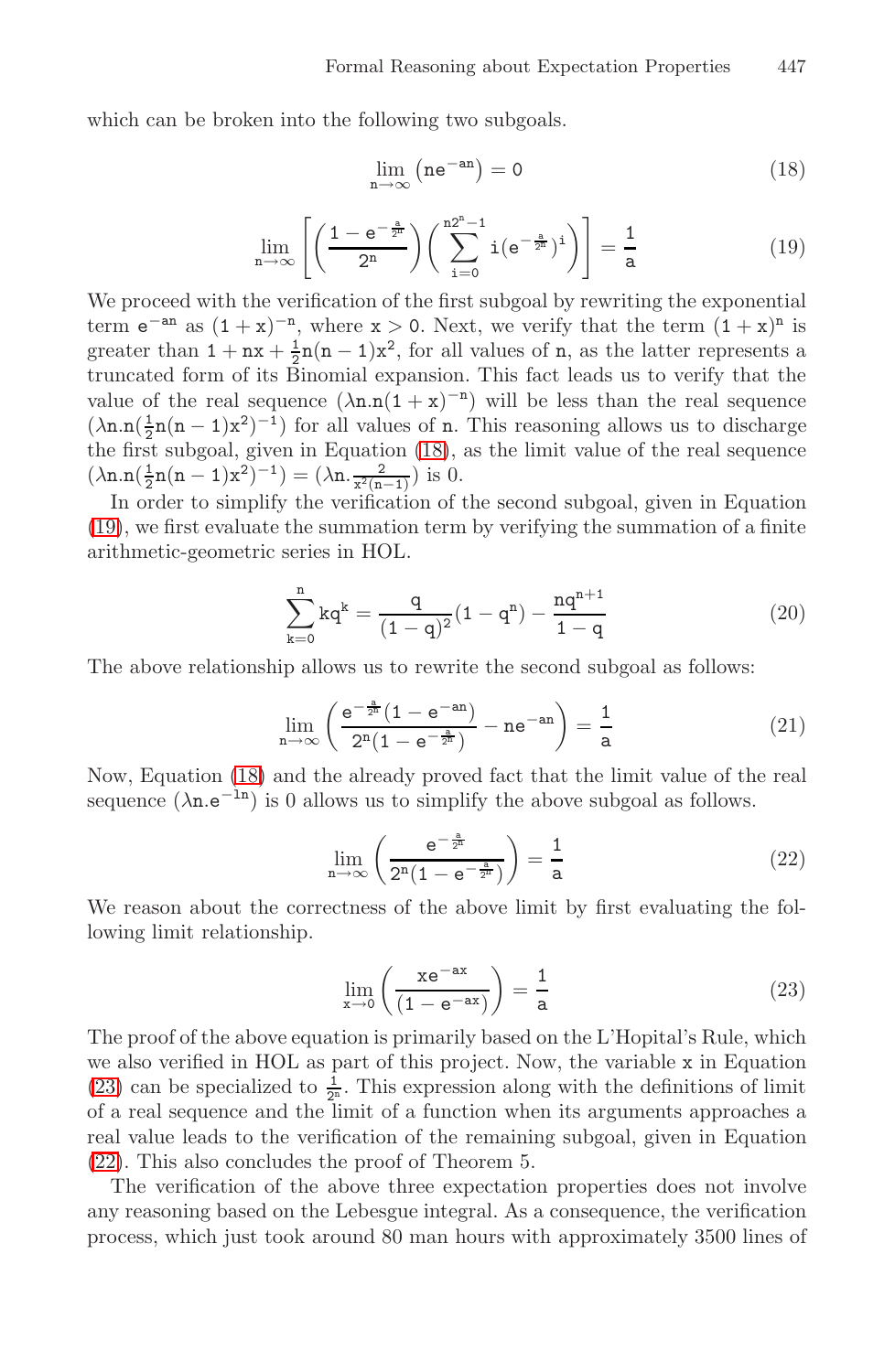which can be broken into the following two subgoals.

$$\lim_{n \to \infty} \left( ne^{-an} \right) = 0 \tag{18}$$

$$\lim_{n \to \infty} \left[ \left( \frac{1 - e^{-\frac{a}{2^n}}}{2^n} \right) \left( \sum_{i=0}^{n2^n - 1} i(e^{-\frac{a}{2^n}})^i \right) \right] = \frac{1}{a} \tag{19}$$

We proceed with the verification of the first subgoal by rewriting the exponential term $e^{-an}$ as $(1+x)^{-n}$, where $x > 0$. Next, we verify that the term $(1+x)^n$ is greater than $1 + nx + \frac{1}{2}n(n-1)x^2$, for all values of $n$, as the latter represents a truncated form of its Binomial expansion. This fact leads us to verify that the value of the real sequence $(\lambda n.n(1+x)^{-n})$ will be less than the real sequence $(\lambda n.n(\frac{1}{2}n(n-1)x^2)^{-1})$ for all values of $n$. This reasoning allows us to discharge the first subgoal, given in Equation (18), as the limit value of the real sequence $(\lambda n.n(\frac{1}{2}n(n-1)x^2)^{-1}) = (\lambda n.\frac{2}{x^2(n-1)})$ is 0.

In order to simplify the verification of the second subgoal, given in Equation (19), we first evaluate the summation term by verifying the summation of a finite arithmetic-geometric series in HOL.

$$\sum_{k=0}^{n} kq^k = \frac{q}{(1-q)^2}(1-q^n) - \frac{nq^{n+1}}{1-q} \tag{20}$$

The above relationship allows us to rewrite the second subgoal as follows:

$$\lim_{n \to \infty} \left( \frac{e^{-\frac{a}{2^n}}(1 - e^{-an})}{2^n(1 - e^{-\frac{a}{2^n}})} - ne^{-an} \right) = \frac{1}{a} \tag{21}$$

Now, Equation (18) and the already proved fact that the limit value of the real sequence $(\lambda n.e^{-ln})$ is 0 allows us to simplify the above subgoal as follows.

$$\lim_{n \to \infty} \left( \frac{e^{-\frac{a}{2^n}}}{2^n(1 - e^{-\frac{a}{2^n}})} \right) = \frac{1}{a} \tag{22}$$

We reason about the correctness of the above limit by first evaluating the following limit relationship.

$$\lim_{x \to 0} \left( \frac{xe^{-ax}}{(1 - e^{-ax})} \right) = \frac{1}{a} \tag{23}$$

The proof of the above equation is primarily based on the L'Hopital's Rule, which we also verified in HOL as part of this project. Now, the variable $x$ in Equation (23) can be specialized to $\frac{1}{2^n}$. This expression along with the definitions of limit of a real sequence and the limit of a function when its arguments approaches a real value leads to the verification of the remaining subgoal, given in Equation (22). This also concludes the proof of Theorem 5.

The verification of the above three expectation properties does not involve any reasoning based on the Lebesgue integral. As a consequence, the verification process, which just took around 80 man hours with approximately 3500 lines of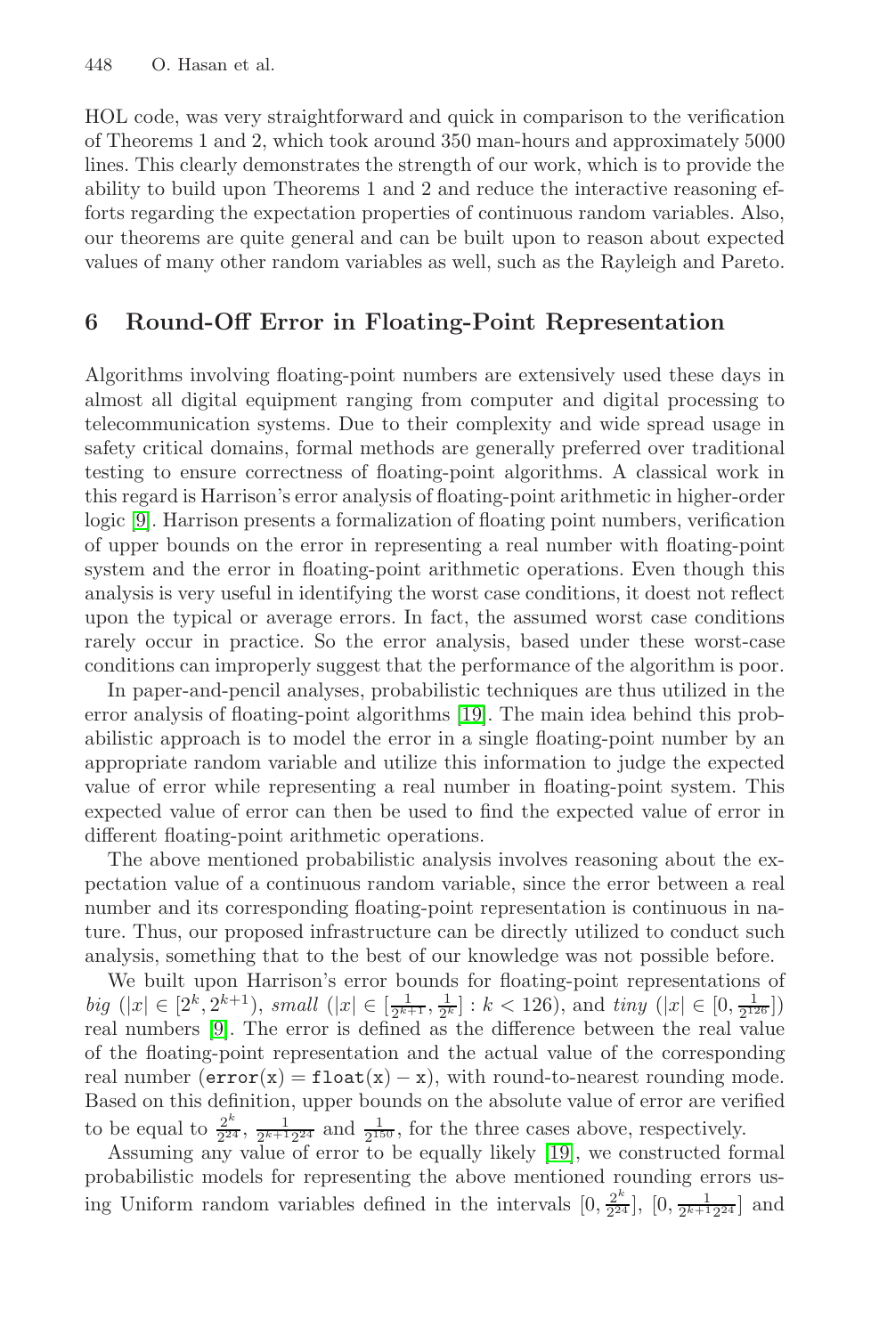HOL code, was very straightforward and quick in comparison to the verification of Theorems 1 and 2, which took around 350 man-hours and approximately 5000 lines. This clearly demonstrates the strength of our work, which is to provide the ability to build upon Theorems 1 and 2 and reduce the interactive reasoning efforts regarding the expectation properties of continuous random variables. Also, our theorems are quite general and can be built upon to reason about expected values of many other random variables as well, such as the Rayleigh and Pareto.

## 6 Round-Off Error in Floating-Point Representation

Algorithms involving floating-point numbers are extensively used these days in almost all digital equipment ranging from computer and digital processing to telecommunication systems. Due to their complexity and wide spread usage in safety critical domains, formal methods are generally preferred over traditional testing to ensure correctness of floating-point algorithms. A classical work in this regard is Harrison's error analysis of floating-point arithmetic in higher-order logic [9]. Harrison presents a formalization of floating point numbers, verification of upper bounds on the error in representing a real number with floating-point system and the error in floating-point arithmetic operations. Even though this analysis is very useful in identifying the worst case conditions, it doest not reflect upon the typical or average errors. In fact, the assumed worst case conditions rarely occur in practice. So the error analysis, based under these worst-case conditions can improperly suggest that the performance of the algorithm is poor.

In paper-and-pencil analyses, probabilistic techniques are thus utilized in the error analysis of floating-point algorithms [19]. The main idea behind this probabilistic approach is to model the error in a single floating-point number by an appropriate random variable and utilize this information to judge the expected value of error while representing a real number in floating-point system. This expected value of error can then be used to find the expected value of error in different floating-point arithmetic operations.

The above mentioned probabilistic analysis involves reasoning about the expectation value of a continuous random variable, since the error between a real number and its corresponding floating-point representation is continuous in nature. Thus, our proposed infrastructure can be directly utilized to conduct such analysis, something that to the best of our knowledge was not possible before.

We built upon Harrison's error bounds for floating-point representations of *big* ($|x| \in [2^k, 2^{k+1})$, *small* ($|x| \in [\frac{1}{2^{k+1}}, \frac{1}{2^k}] : k < 126$), and *tiny* ($|x| \in [0, \frac{1}{2^{126}}]$) real numbers [9]. The error is defined as the difference between the real value of the floating-point representation and the actual value of the corresponding real number ($\mathtt{error(x)} = \mathtt{float(x)} - \mathtt{x}$), with round-to-nearest rounding mode. Based on this definition, upper bounds on the absolute value of error are verified to be equal to $\frac{2^k}{2^{24}}$, $\frac{1}{2^{k+1}2^{24}}$ and $\frac{1}{2^{150}}$, for the three cases above, respectively.

Assuming any value of error to be equally likely [19], we constructed formal probabilistic models for representing the above mentioned rounding errors using Uniform random variables defined in the intervals $[0, \frac{2^k}{2^{24}}]$, $[0, \frac{1}{2^{k+1}2^{24}}]$ and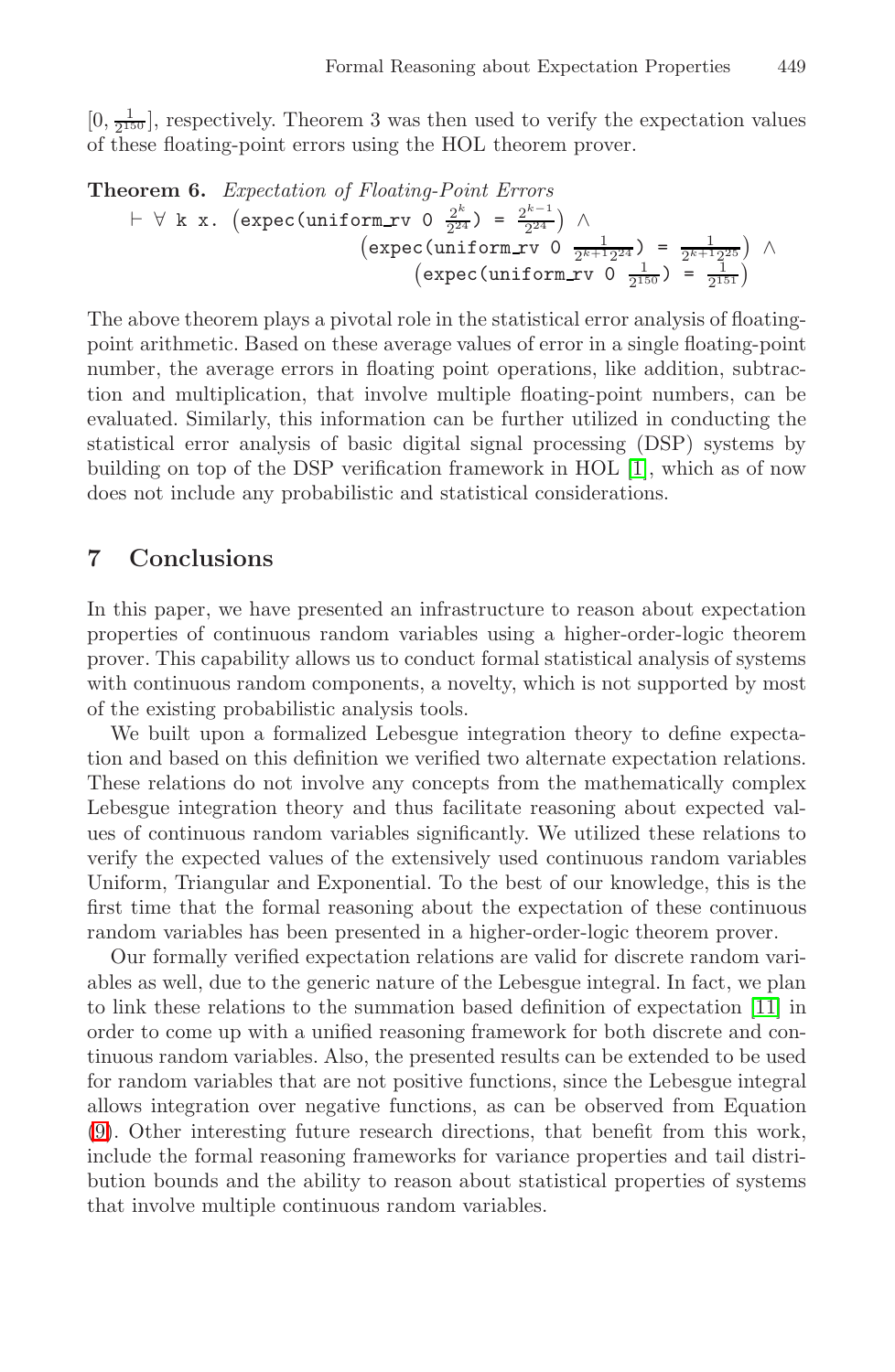$[0, \frac{1}{2^{150}}]$, respectively. Theorem 3 was then used to verify the expectation values of these floating-point errors using the HOL theorem prover.

**Theorem 6.** *Expectation of Floating-Point Errors*

$$\vdash \forall\ \mathtt{k}\ \mathtt{x}.\ \left(\mathtt{expec(uniform\_rv}\ 0\ \tfrac{2^k}{2^{24}}\mathtt{)}\ =\ \tfrac{2^{k-1}}{2^{24}}\right) \wedge$$
$$\left(\mathtt{expec(uniform\_rv}\ 0\ \tfrac{1}{2^{k+1}2^{24}}\mathtt{)}\ =\ \tfrac{1}{2^{k+1}2^{25}}\right) \wedge$$
$$\left(\mathtt{expec(uniform\_rv}\ 0\ \tfrac{1}{2^{150}}\mathtt{)}\ =\ \tfrac{1}{2^{151}}\right)$$

The above theorem plays a pivotal role in the statistical error analysis of floating-point arithmetic. Based on these average values of error in a single floating-point number, the average errors in floating point operations, like addition, subtraction and multiplication, that involve multiple floating-point numbers, can be evaluated. Similarly, this information can be further utilized in conducting the statistical error analysis of basic digital signal processing (DSP) systems by building on top of the DSP verification framework in HOL [1], which as of now does not include any probabilistic and statistical considerations.

## 7 Conclusions

In this paper, we have presented an infrastructure to reason about expectation properties of continuous random variables using a higher-order-logic theorem prover. This capability allows us to conduct formal statistical analysis of systems with continuous random components, a novelty, which is not supported by most of the existing probabilistic analysis tools.

We built upon a formalized Lebesgue integration theory to define expectation and based on this definition we verified two alternate expectation relations. These relations do not involve any concepts from the mathematically complex Lebesgue integration theory and thus facilitate reasoning about expected values of continuous random variables significantly. We utilized these relations to verify the expected values of the extensively used continuous random variables Uniform, Triangular and Exponential. To the best of our knowledge, this is the first time that the formal reasoning about the expectation of these continuous random variables has been presented in a higher-order-logic theorem prover.

Our formally verified expectation relations are valid for discrete random variables as well, due to the generic nature of the Lebesgue integral. In fact, we plan to link these relations to the summation based definition of expectation [11] in order to come up with a unified reasoning framework for both discrete and continuous random variables. Also, the presented results can be extended to be used for random variables that are not positive functions, since the Lebesgue integral allows integration over negative functions, as can be observed from Equation (9). Other interesting future research directions, that benefit from this work, include the formal reasoning frameworks for variance properties and tail distribution bounds and the ability to reason about statistical properties of systems that involve multiple continuous random variables.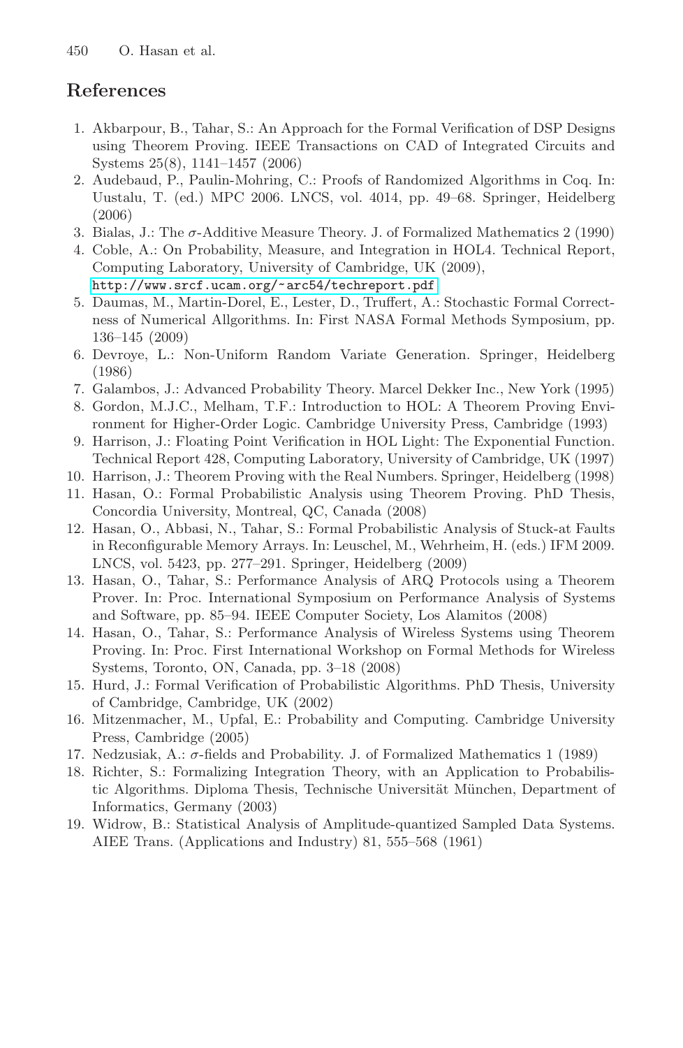## References

1. Akbarpour, B., Tahar, S.: An Approach for the Formal Verification of DSP Designs using Theorem Proving. IEEE Transactions on CAD of Integrated Circuits and Systems 25(8), 1141–1457 (2006)
2. Audebaud, P., Paulin-Mohring, C.: Proofs of Randomized Algorithms in Coq. In: Uustalu, T. (ed.) MPC 2006. LNCS, vol. 4014, pp. 49–68. Springer, Heidelberg (2006)
3. Bialas, J.: The $\sigma$-Additive Measure Theory. J. of Formalized Mathematics 2 (1990)
4. Coble, A.: On Probability, Measure, and Integration in HOL4. Technical Report, Computing Laboratory, University of Cambridge, UK (2009), http://www.srcf.ucam.org/~arc54/techreport.pdf
5. Daumas, M., Martin-Dorel, E., Lester, D., Truffert, A.: Stochastic Formal Correctness of Numerical Allgorithms. In: First NASA Formal Methods Symposium, pp. 136–145 (2009)
6. Devroye, L.: Non-Uniform Random Variate Generation. Springer, Heidelberg (1986)
7. Galambos, J.: Advanced Probability Theory. Marcel Dekker Inc., New York (1995)
8. Gordon, M.J.C., Melham, T.F.: Introduction to HOL: A Theorem Proving Environment for Higher-Order Logic. Cambridge University Press, Cambridge (1993)
9. Harrison, J.: Floating Point Verification in HOL Light: The Exponential Function. Technical Report 428, Computing Laboratory, University of Cambridge, UK (1997)
10. Harrison, J.: Theorem Proving with the Real Numbers. Springer, Heidelberg (1998)
11. Hasan, O.: Formal Probabilistic Analysis using Theorem Proving. PhD Thesis, Concordia University, Montreal, QC, Canada (2008)
12. Hasan, O., Abbasi, N., Tahar, S.: Formal Probabilistic Analysis of Stuck-at Faults in Reconfigurable Memory Arrays. In: Leuschel, M., Wehrheim, H. (eds.) IFM 2009. LNCS, vol. 5423, pp. 277–291. Springer, Heidelberg (2009)
13. Hasan, O., Tahar, S.: Performance Analysis of ARQ Protocols using a Theorem Prover. In: Proc. International Symposium on Performance Analysis of Systems and Software, pp. 85–94. IEEE Computer Society, Los Alamitos (2008)
14. Hasan, O., Tahar, S.: Performance Analysis of Wireless Systems using Theorem Proving. In: Proc. First International Workshop on Formal Methods for Wireless Systems, Toronto, ON, Canada, pp. 3–18 (2008)
15. Hurd, J.: Formal Verification of Probabilistic Algorithms. PhD Thesis, University of Cambridge, Cambridge, UK (2002)
16. Mitzenmacher, M., Upfal, E.: Probability and Computing. Cambridge University Press, Cambridge (2005)
17. Nedzusiak, A.: $\sigma$-fields and Probability. J. of Formalized Mathematics 1 (1989)
18. Richter, S.: Formalizing Integration Theory, with an Application to Probabilistic Algorithms. Diploma Thesis, Technische Universität München, Department of Informatics, Germany (2003)
19. Widrow, B.: Statistical Analysis of Amplitude-quantized Sampled Data Systems. AIEE Trans. (Applications and Industry) 81, 555–568 (1961)